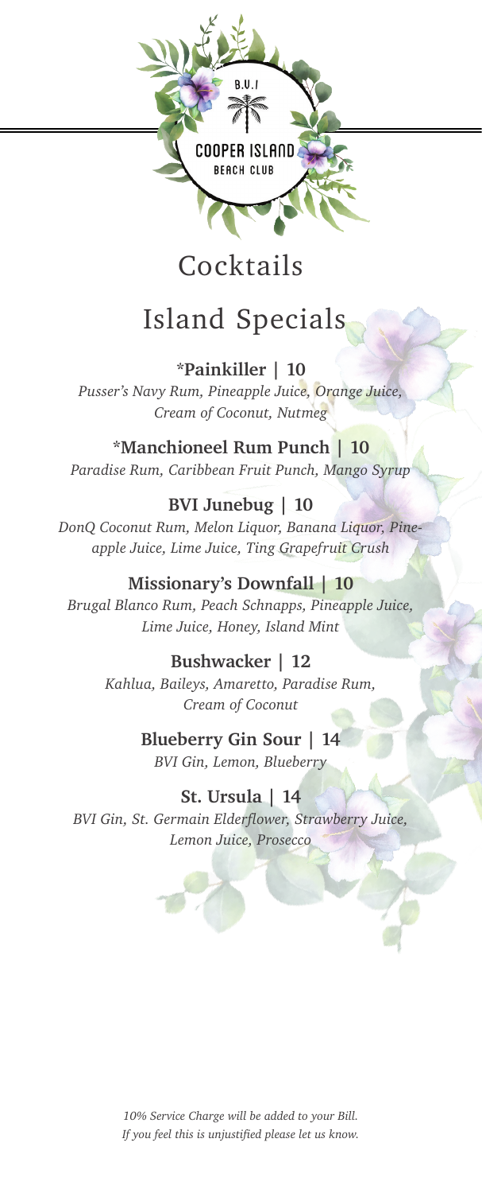B.V.I

COOPER ISLAND

BEACH CLUB

# Cocktails

## Island Specials

**\*Painkiller | 10**

*Pusser's Navy Rum, Pineapple Juice, Orange Juice, Cream of Coconut, Nutmeg*

**\*Manchioneel Rum Punch | 10**

*Paradise Rum, Caribbean Fruit Punch, Mango Syrup*

**BVI Junebug | 10**

*DonQ Coconut Rum, Melon Liquor, Banana Liquor, Pineapple Juice, Lime Juice, Ting Grapefruit Crush*

**Missionary's Downfall | 10**

*Brugal Blanco Rum, Peach Schnapps, Pineapple Juice, Lime Juice, Honey, Island Mint*

**Bushwacker | 12**

*Kahlua, Baileys, Amaretto, Paradise Rum, Cream of Coconut*

**Blueberry Gin Sour | 14**

*BVI Gin, Lemon, Blueberry*

**St. Ursula | 14**

*BVI Gin, St. Germain Elderflower, Strawberry Juice, Lemon Juice, Prosecco*

*10% Service Charge will be added to your Bill. If you feel this is unjustified please let us know.*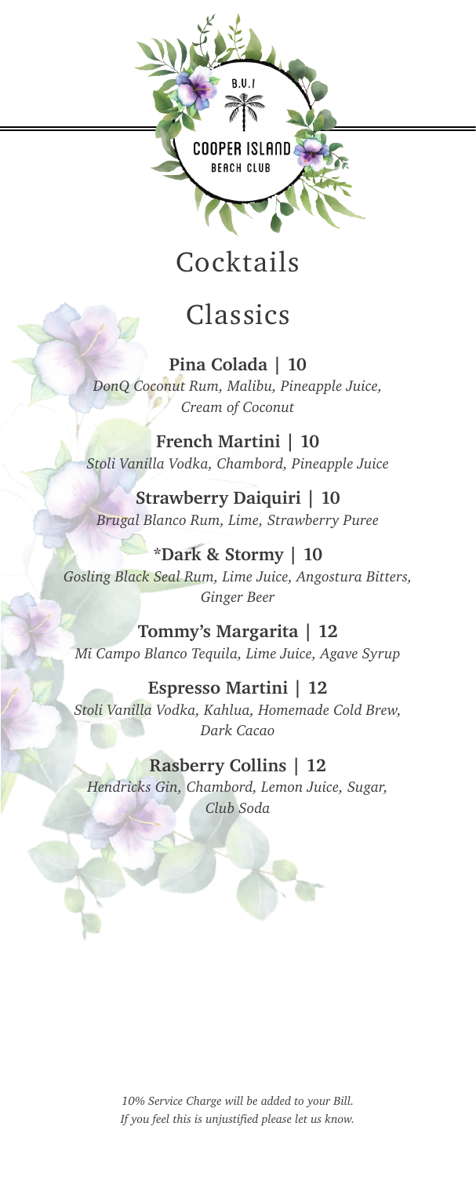B.V.I
COOPER ISLAND
BEACH CLUB

# Cocktails

## Classics

**Pina Colada | 10**
*DonQ Coconut Rum, Malibu, Pineapple Juice, Cream of Coconut*

**French Martini | 10**
*Stoli Vanilla Vodka, Chambord, Pineapple Juice*

**Strawberry Daiquiri | 10**
*Brugal Blanco Rum, Lime, Strawberry Puree*

**\*Dark & Stormy | 10**
*Gosling Black Seal Rum, Lime Juice, Angostura Bitters, Ginger Beer*

**Tommy's Margarita | 12**
*Mi Campo Blanco Tequila, Lime Juice, Agave Syrup*

**Espresso Martini | 12**
*Stoli Vanilla Vodka, Kahlua, Homemade Cold Brew, Dark Cacao*

**Rasberry Collins | 12**
*Hendricks Gin, Chambord, Lemon Juice, Sugar, Club Soda*

*10% Service Charge will be added to your Bill.*
*If you feel this is unjustified please let us know.*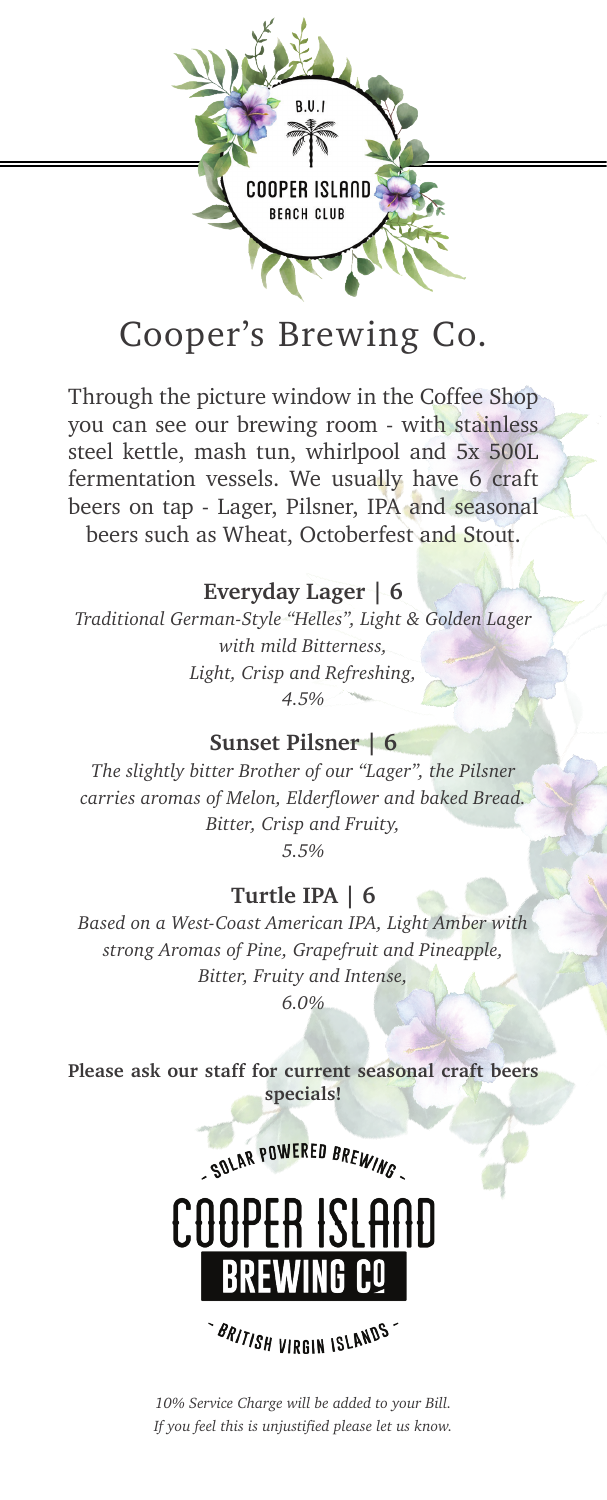B.V.I

COOPER ISLAND
BEACH CLUB

# Cooper's Brewing Co.

Through the picture window in the Coffee Shop you can see our brewing room - with stainless steel kettle, mash tun, whirlpool and 5x 500L fermentation vessels. We usually have 6 craft beers on tap - Lager, Pilsner, IPA and seasonal beers such as Wheat, Octoberfest and Stout.

**Everyday Lager | 6**

*Traditional German-Style "Helles", Light & Golden Lager with mild Bitterness,*
*Light, Crisp and Refreshing,*
*4.5%*

**Sunset Pilsner | 6**

*The slightly bitter Brother of our "Lager", the Pilsner carries aromas of Melon, Elderflower and baked Bread.*
*Bitter, Crisp and Fruity,*
*5.5%*

**Turtle IPA | 6**

*Based on a West-Coast American IPA, Light Amber with strong Aromas of Pine, Grapefruit and Pineapple,*
*Bitter, Fruity and Intense,*
*6.0%*

**Please ask our staff for current seasonal craft beers specials!**

- SOLAR POWERED BREWING -

COOPER ISLAND
BREWING CO

- BRITISH VIRGIN ISLANDS -

*10% Service Charge will be added to your Bill.*
*If you feel this is unjustified please let us know.*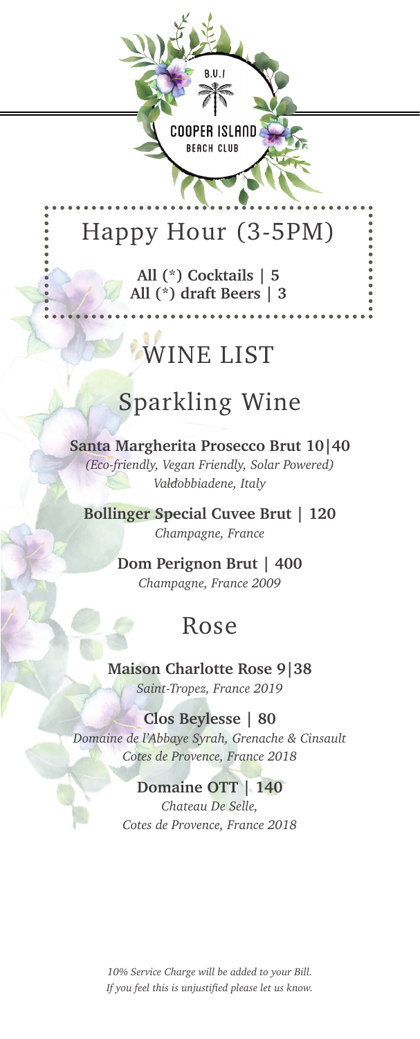B.V.I
COOPER ISLAND
BEACH CLUB

## Happy Hour (3-5PM)

**All (*) Cocktails | 5**
**All (*) draft Beers | 3**

# WINE LIST

## Sparkling Wine

**Santa Margherita Prosecco Brut 10|40**
*(Eco-friendly, Vegan Friendly, Solar Powered)*
*Valdobbiadene, Italy*

**Bollinger Special Cuvee Brut | 120**
*Champagne, France*

**Dom Perignon Brut | 400**
*Champagne, France 2009*

## Rose

**Maison Charlotte Rose 9|38**
*Saint-Tropez, France 2019*

**Clos Beylesse | 80**
*Domaine de l'Abbaye Syrah, Grenache & Cinsault*
*Cotes de Provence, France 2018*

**Domaine OTT | 140**
*Chateau De Selle,*
*Cotes de Provence, France 2018*

*10% Service Charge will be added to your Bill.*
*If you feel this is unjustified please let us know.*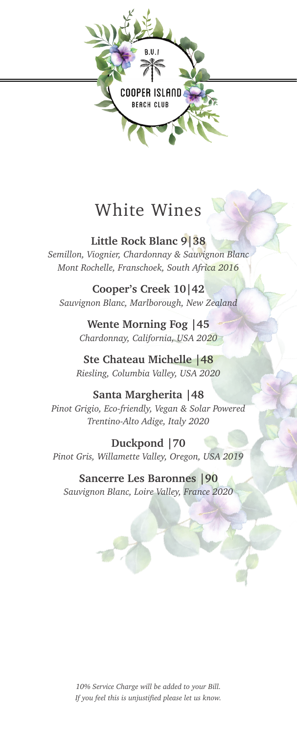B.V.I

COOPER ISLAND

BEACH CLUB

# White Wines

**Little Rock Blanc 9|38**
*Semillon, Viognier, Chardonnay & Sauvignon Blanc*
*Mont Rochelle, Franschoek, South Africa 2016*

**Cooper's Creek 10|42**
*Sauvignon Blanc, Marlborough, New Zealand*

**Wente Morning Fog |45**
*Chardonnay, California, USA 2020*

**Ste Chateau Michelle |48**
*Riesling, Columbia Valley, USA 2020*

**Santa Margherita |48**
*Pinot Grigio, Eco-friendly, Vegan & Solar Powered*
*Trentino-Alto Adige, Italy 2020*

**Duckpond |70**
*Pinot Gris, Willamette Valley, Oregon, USA 2019*

**Sancerre Les Baronnes |90**
*Sauvignon Blanc, Loire Valley, France 2020*

*10% Service Charge will be added to your Bill.*
*If you feel this is unjustified please let us know.*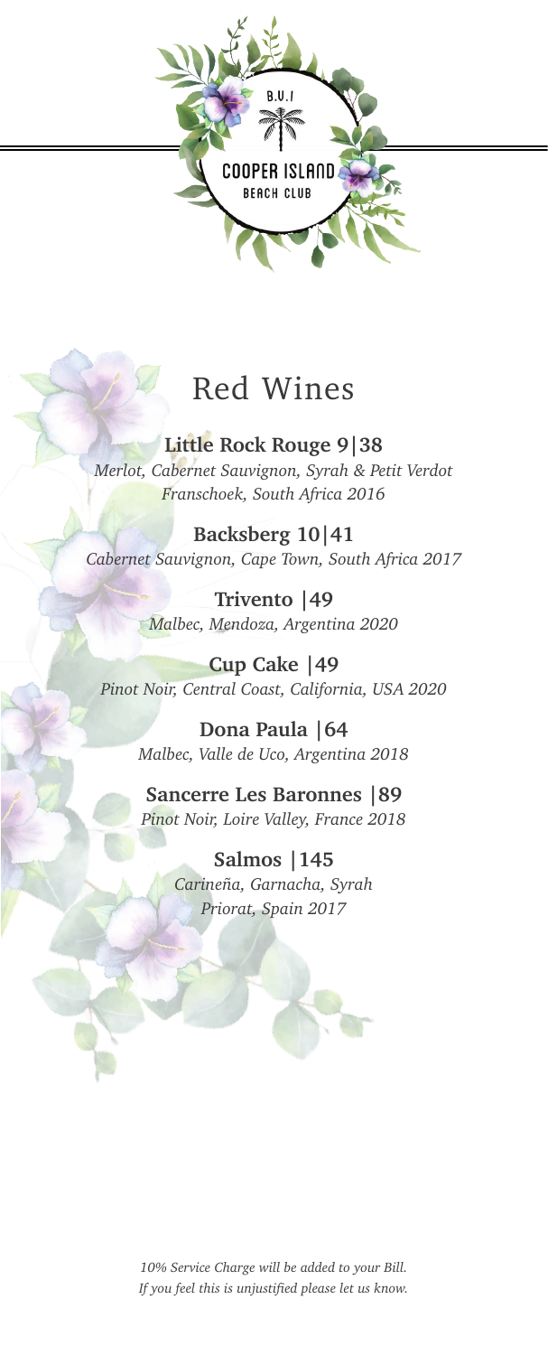B.V.I

COOPER ISLAND

BEACH CLUB

# Red Wines

**Little Rock Rouge 9|38**
*Merlot, Cabernet Sauvignon, Syrah & Petit Verdot*
*Franschoek, South Africa 2016*

**Backsberg 10|41**
*Cabernet Sauvignon, Cape Town, South Africa 2017*

**Trivento |49**
*Malbec, Mendoza, Argentina 2020*

**Cup Cake |49**
*Pinot Noir, Central Coast, California, USA 2020*

**Dona Paula |64**
*Malbec, Valle de Uco, Argentina 2018*

**Sancerre Les Baronnes |89**
*Pinot Noir, Loire Valley, France 2018*

**Salmos |145**
*Cariñena, Garnacha, Syrah*
*Priorat, Spain 2017*

*10% Service Charge will be added to your Bill.*
*If you feel this is unjustified please let us know.*